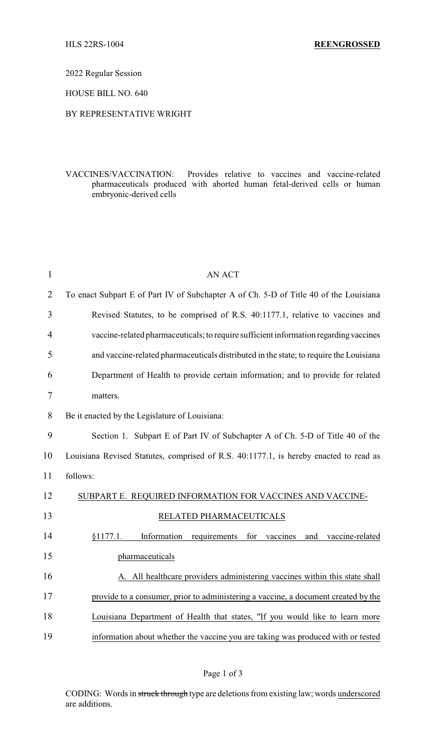HLS 22RS-1004 **REENGROSSED**

2022 Regular Session

HOUSE BILL NO. 640

BY REPRESENTATIVE WRIGHT

VACCINES/VACCINATION: Provides relative to vaccines and vaccine-related pharmaceuticals produced with aborted human fetal-derived cells or human embryonic-derived cells

AN ACT

To enact Subpart E of Part IV of Subchapter A of Ch. 5-D of Title 40 of the Louisiana Revised Statutes, to be comprised of R.S. 40:1177.1, relative to vaccines and vaccine-related pharmaceuticals; to require sufficient information regarding vaccines and vaccine-related pharmaceuticals distributed in the state; to require the Louisiana Department of Health to provide certain information; and to provide for related matters.

Be it enacted by the Legislature of Louisiana:

Section 1. Subpart E of Part IV of Subchapter A of Ch. 5-D of Title 40 of the Louisiana Revised Statutes, comprised of R.S. 40:1177.1, is hereby enacted to read as follows:

<u>SUBPART E. REQUIRED INFORMATION FOR VACCINES AND VACCINE-RELATED PHARMACEUTICALS</u>

<u>§1177.1. Information requirements for vaccines and vaccine-related pharmaceuticals</u>

<u>A. All healthcare providers administering vaccines within this state shall provide to a consumer, prior to administering a vaccine, a document created by the Louisiana Department of Health that states, "If you would like to learn more information about whether the vaccine you are taking was produced with or tested</u>

CODING: Words in ~~struck through~~ type are deletions from existing law; words <u>underscored</u> are additions.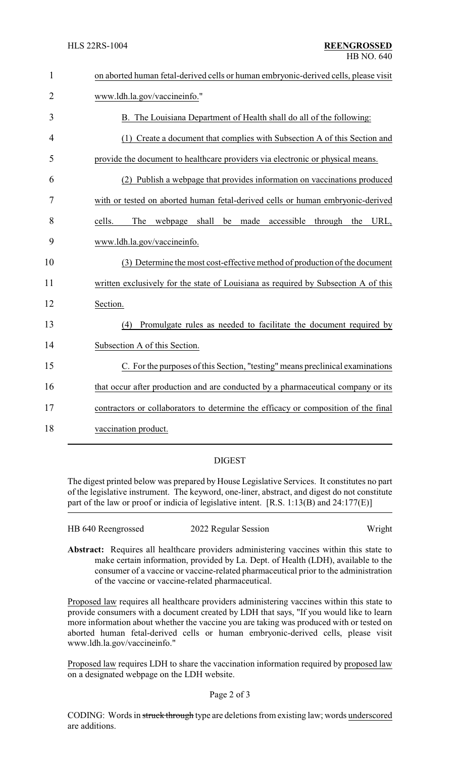on aborted human fetal-derived cells or human embryonic-derived cells, please visit www.ldh.la.gov/vaccineinfo."

B. The Louisiana Department of Health shall do all of the following:

(1) Create a document that complies with Subsection A of this Section and provide the document to healthcare providers via electronic or physical means.

(2) Publish a webpage that provides information on vaccinations produced with or tested on aborted human fetal-derived cells or human embryonic-derived cells. The webpage shall be made accessible through the URL, www.ldh.la.gov/vaccineinfo.

(3) Determine the most cost-effective method of production of the document written exclusively for the state of Louisiana as required by Subsection A of this Section.

(4) Promulgate rules as needed to facilitate the document required by Subsection A of this Section.

C. For the purposes of this Section, "testing" means preclinical examinations that occur after production and are conducted by a pharmaceutical company or its contractors or collaborators to determine the efficacy or composition of the final vaccination product.

## DIGEST

The digest printed below was prepared by House Legislative Services. It constitutes no part of the legislative instrument. The keyword, one-liner, abstract, and digest do not constitute part of the law or proof or indicia of legislative intent. [R.S. 1:13(B) and 24:177(E)]

HB 640 Reengrossed    2022 Regular Session    Wright

**Abstract:** Requires all healthcare providers administering vaccines within this state to make certain information, provided by La. Dept. of Health (LDH), available to the consumer of a vaccine or vaccine-related pharmaceutical prior to the administration of the vaccine or vaccine-related pharmaceutical.

Proposed law requires all healthcare providers administering vaccines within this state to provide consumers with a document created by LDH that says, "If you would like to learn more information about whether the vaccine you are taking was produced with or tested on aborted human fetal-derived cells or human embryonic-derived cells, please visit www.ldh.la.gov/vaccineinfo."

Proposed law requires LDH to share the vaccination information required by proposed law on a designated webpage on the LDH website.

CODING: Words in ~~struck through~~ type are deletions from existing law; words underscored are additions.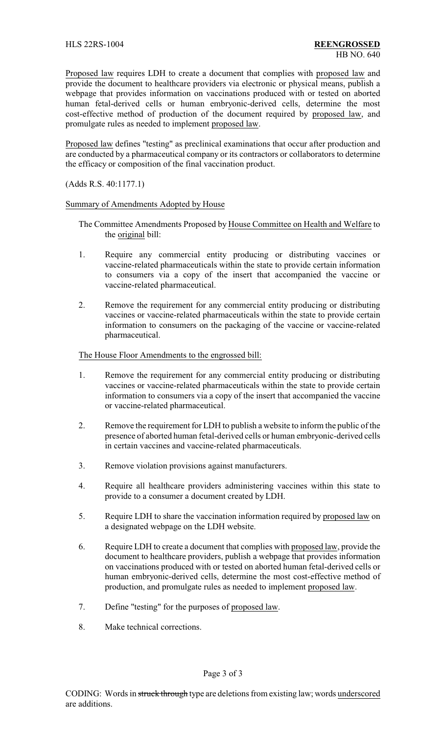Proposed law requires LDH to create a document that complies with proposed law and provide the document to healthcare providers via electronic or physical means, publish a webpage that provides information on vaccinations produced with or tested on aborted human fetal-derived cells or human embryonic-derived cells, determine the most cost-effective method of production of the document required by proposed law, and promulgate rules as needed to implement proposed law.

Proposed law defines "testing" as preclinical examinations that occur after production and are conducted by a pharmaceutical company or its contractors or collaborators to determine the efficacy or composition of the final vaccination product.

(Adds R.S. 40:1177.1)

Summary of Amendments Adopted by House

The Committee Amendments Proposed by House Committee on Health and Welfare to the original bill:

1. Require any commercial entity producing or distributing vaccines or vaccine-related pharmaceuticals within the state to provide certain information to consumers via a copy of the insert that accompanied the vaccine or vaccine-related pharmaceutical.

2. Remove the requirement for any commercial entity producing or distributing vaccines or vaccine-related pharmaceuticals within the state to provide certain information to consumers on the packaging of the vaccine or vaccine-related pharmaceutical.

The House Floor Amendments to the engrossed bill:

1. Remove the requirement for any commercial entity producing or distributing vaccines or vaccine-related pharmaceuticals within the state to provide certain information to consumers via a copy of the insert that accompanied the vaccine or vaccine-related pharmaceutical.

2. Remove the requirement for LDH to publish a website to inform the public of the presence of aborted human fetal-derived cells or human embryonic-derived cells in certain vaccines and vaccine-related pharmaceuticals.

3. Remove violation provisions against manufacturers.

4. Require all healthcare providers administering vaccines within this state to provide to a consumer a document created by LDH.

5. Require LDH to share the vaccination information required by proposed law on a designated webpage on the LDH website.

6. Require LDH to create a document that complies with proposed law, provide the document to healthcare providers, publish a webpage that provides information on vaccinations produced with or tested on aborted human fetal-derived cells or human embryonic-derived cells, determine the most cost-effective method of production, and promulgate rules as needed to implement proposed law.

7. Define "testing" for the purposes of proposed law.

8. Make technical corrections.